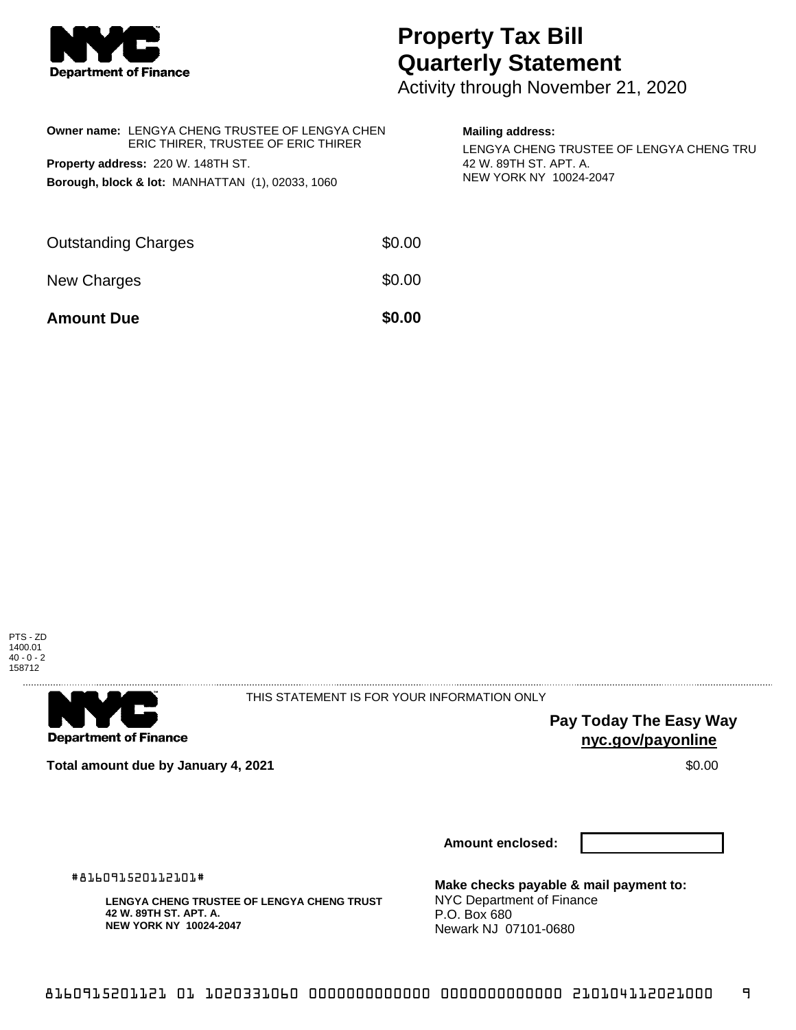**NYC Department of Finance**

# Property Tax Bill Quarterly Statement

Activity through November 21, 2020

**Owner name:** LENGYA CHENG TRUSTEE OF LENGYA CHEN
ERIC THIRER, TRUSTEE OF ERIC THIRER

**Property address:** 220 W. 148TH ST.

**Borough, block & lot:** MANHATTAN (1), 02033, 1060

**Mailing address:**

LENGYA CHENG TRUSTEE OF LENGYA CHENG TRU
42 W. 89TH ST. APT. A.
NEW YORK NY 10024-2047

| | |
|---|---|
| Outstanding Charges | $0.00 |
| New Charges | $0.00 |
| **Amount Due** | **$0.00** |

PTS - ZD
1400.01
40 - 0 - 2
158712

---

**NYC Department of Finance**

THIS STATEMENT IS FOR YOUR INFORMATION ONLY

**Pay Today The Easy Way**
**nyc.gov/payonline**

**Total amount due by January 4, 2021** $0.00

**Amount enclosed:**

#816091520112101#

**LENGYA CHENG TRUSTEE OF LENGYA CHENG TRUST**
**42 W. 89TH ST. APT. A.**
**NEW YORK NY 10024-2047**

**Make checks payable & mail payment to:**
NYC Department of Finance
P.O. Box 680
Newark NJ 07101-0680

8160915201121 01 1020331060 0000000000000 0000000000000 210104112021000 9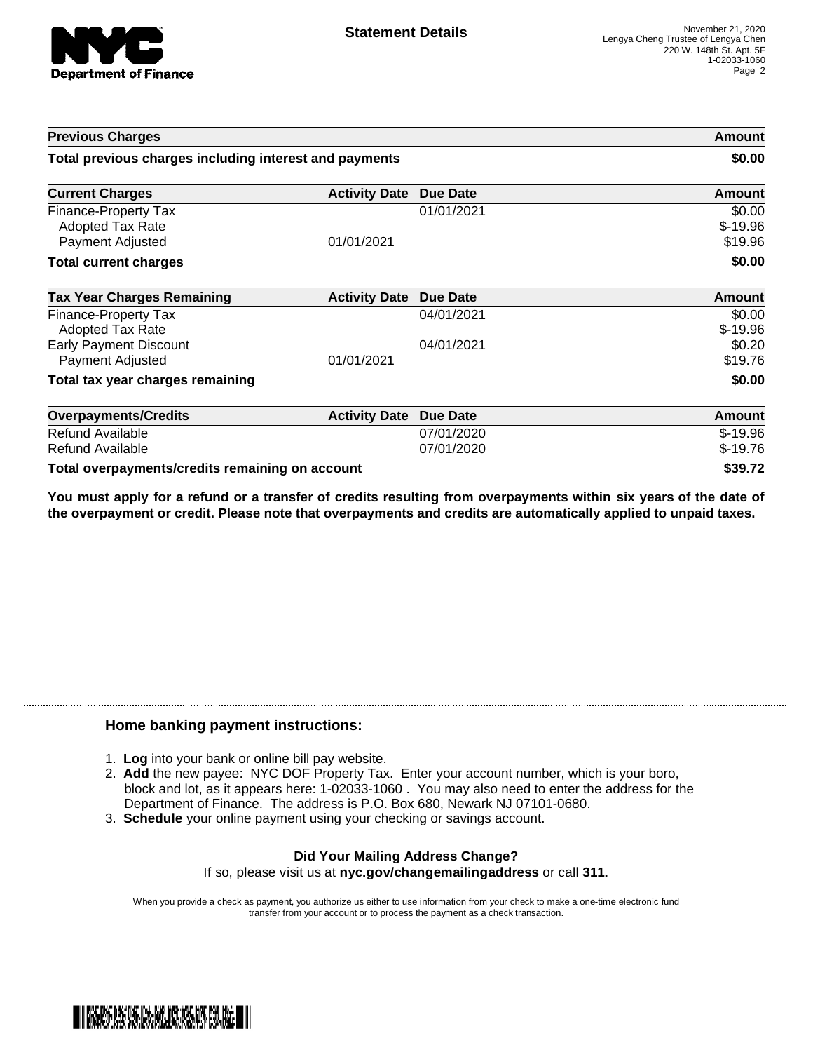**Statement Details**

November 21, 2020
Lengya Cheng Trustee of Lengya Chen
220 W. 148th St. Apt. 5F
1-02033-1060

| Previous Charges | | | Amount |
| --- | --- | --- | --- |
| **Total previous charges including interest and payments** | | | **$0.00** |

| Current Charges | Activity Date | Due Date | Amount |
| --- | --- | --- | --- |
| Finance-Property Tax | | 01/01/2021 | $0.00 |
| Adopted Tax Rate | | | $-19.96 |
| Payment Adjusted | 01/01/2021 | | $19.96 |
| **Total current charges** | | | **$0.00** |

| Tax Year Charges Remaining | Activity Date | Due Date | Amount |
| --- | --- | --- | --- |
| Finance-Property Tax | | 04/01/2021 | $0.00 |
| Adopted Tax Rate | | | $-19.96 |
| Early Payment Discount | | 04/01/2021 | $0.20 |
| Payment Adjusted | 01/01/2021 | | $19.76 |
| **Total tax year charges remaining** | | | **$0.00** |

| Overpayments/Credits | Activity Date | Due Date | Amount |
| --- | --- | --- | --- |
| Refund Available | | 07/01/2020 | $-19.96 |
| Refund Available | | 07/01/2020 | $-19.76 |
| **Total overpayments/credits remaining on account** | | | **$39.72** |

**You must apply for a refund or a transfer of credits resulting from overpayments within six years of the date of the overpayment or credit. Please note that overpayments and credits are automatically applied to unpaid taxes.**

## Home banking payment instructions:

1. **Log** into your bank or online bill pay website.
2. **Add** the new payee: NYC DOF Property Tax. Enter your account number, which is your boro, block and lot, as it appears here: 1-02033-1060 . You may also need to enter the address for the Department of Finance. The address is P.O. Box 680, Newark NJ 07101-0680.
3. **Schedule** your online payment using your checking or savings account.

**Did Your Mailing Address Change?**

If so, please visit us at **nyc.gov/changemailingaddress** or call **311.**

When you provide a check as payment, you authorize us either to use information from your check to make a one-time electronic fund transfer from your account or to process the payment as a check transaction.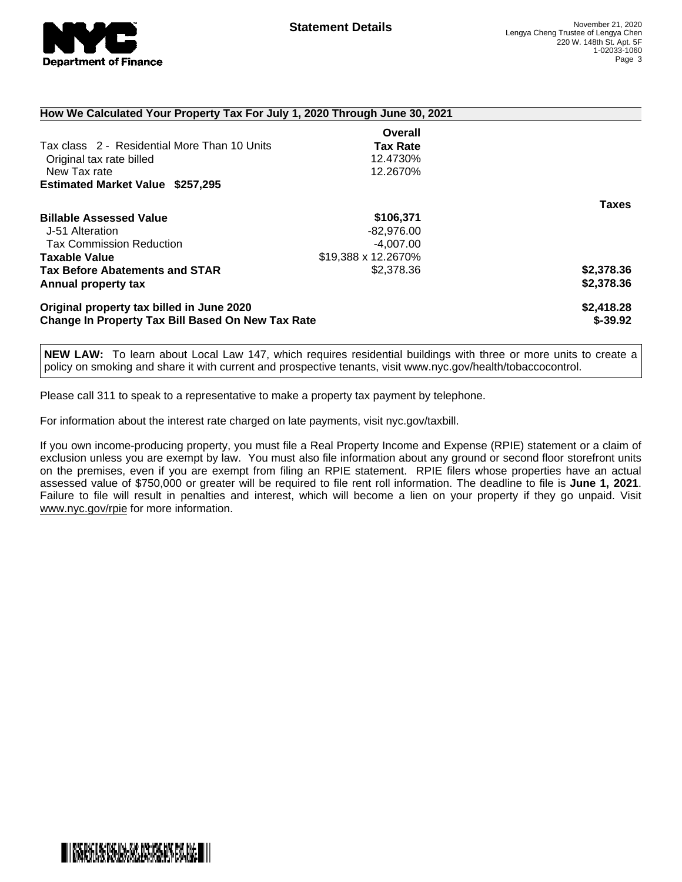## Statement Details

November 21, 2020
Lengya Cheng Trustee of Lengya Chen
220 W. 148th St. Apt. 5F
1-02033-1060

### How We Calculated Your Property Tax For July 1, 2020 Through June 30, 2021

| | Overall Tax Rate | Taxes |
|---|---|---|
| Tax class 2 - Residential More Than 10 Units | | |
| Original tax rate billed | 12.4730% | |
| New Tax rate | 12.2670% | |
| **Estimated Market Value $257,295** | | |
| **Billable Assessed Value** | **$106,371** | |
| J-51 Alteration | -82,976.00 | |
| Tax Commission Reduction | -4,007.00 | |
| **Taxable Value** | $19,388 x 12.2670% | |
| **Tax Before Abatements and STAR** | $2,378.36 | **$2,378.36** |
| **Annual property tax** | | **$2,378.36** |
| **Original property tax billed in June 2020** | | **$2,418.28** |
| **Change In Property Tax Bill Based On New Tax Rate** | | **$-39.92** |

**NEW LAW:** To learn about Local Law 147, which requires residential buildings with three or more units to create a policy on smoking and share it with current and prospective tenants, visit www.nyc.gov/health/tobaccocontrol.

Please call 311 to speak to a representative to make a property tax payment by telephone.

For information about the interest rate charged on late payments, visit nyc.gov/taxbill.

If you own income-producing property, you must file a Real Property Income and Expense (RPIE) statement or a claim of exclusion unless you are exempt by law. You must also file information about any ground or second floor storefront units on the premises, even if you are exempt from filing an RPIE statement. RPIE filers whose properties have an actual assessed value of $750,000 or greater will be required to file rent roll information. The deadline to file is **June 1, 2021**. Failure to file will result in penalties and interest, which will become a lien on your property if they go unpaid. Visit www.nyc.gov/rpie for more information.